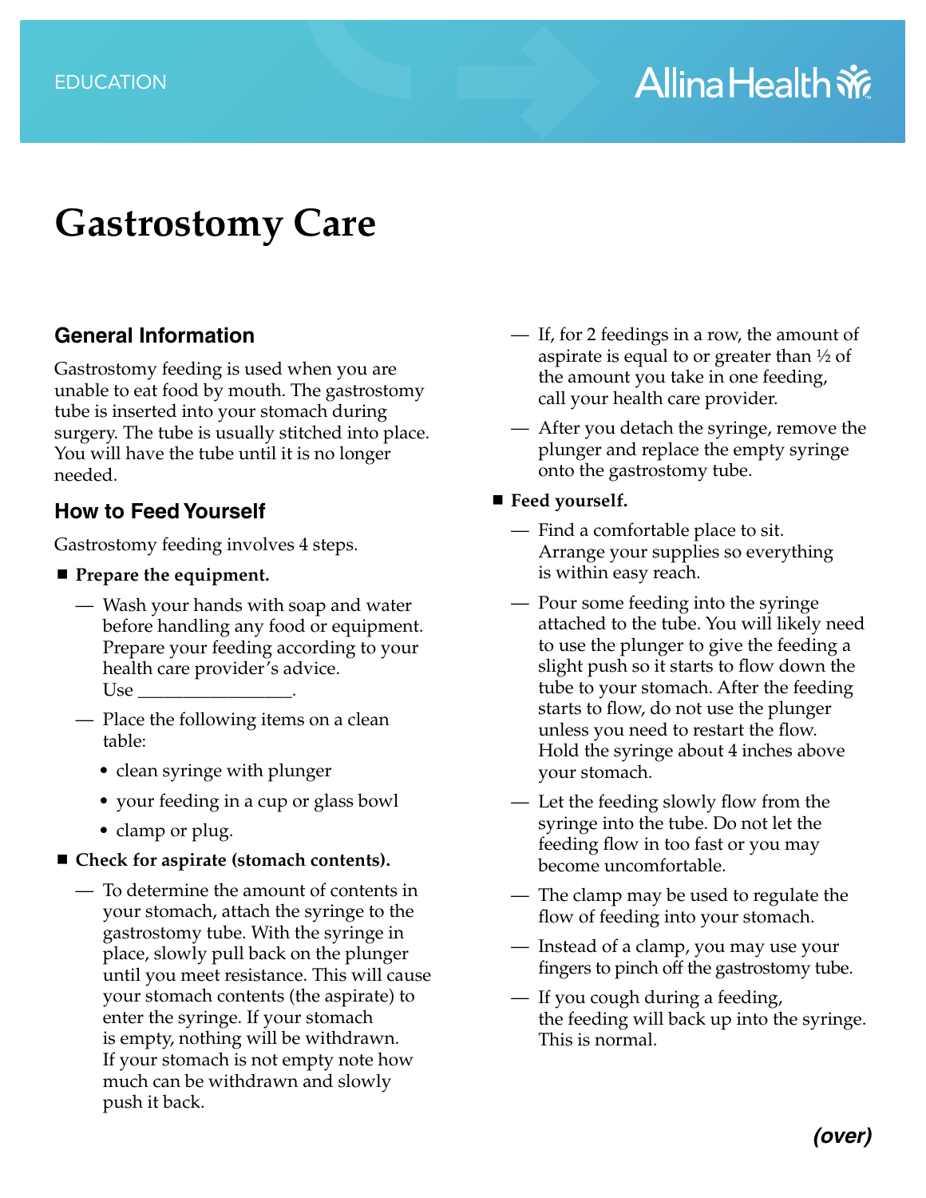EDUCATION

Allina Health

# Gastrostomy Care

## General Information

Gastrostomy feeding is used when you are unable to eat food by mouth. The gastrostomy tube is inserted into your stomach during surgery. The tube is usually stitched into place. You will have the tube until it is no longer needed.

## How to Feed Yourself

Gastrostomy feeding involves 4 steps.

- **Prepare the equipment.**
  - Wash your hands with soap and water before handling any food or equipment. Prepare your feeding according to your health care provider's advice. Use ________________.
  - Place the following items on a clean table:
    - clean syringe with plunger
    - your feeding in a cup or glass bowl
    - clamp or plug.
- **Check for aspirate (stomach contents).**
  - To determine the amount of contents in your stomach, attach the syringe to the gastrostomy tube. With the syringe in place, slowly pull back on the plunger until you meet resistance. This will cause your stomach contents (the aspirate) to enter the syringe. If your stomach is empty, nothing will be withdrawn. If your stomach is not empty note how much can be withdrawn and slowly push it back.
  - If, for 2 feedings in a row, the amount of aspirate is equal to or greater than ½ of the amount you take in one feeding, call your health care provider.
  - After you detach the syringe, remove the plunger and replace the empty syringe onto the gastrostomy tube.
- **Feed yourself.**
  - Find a comfortable place to sit. Arrange your supplies so everything is within easy reach.
  - Pour some feeding into the syringe attached to the tube. You will likely need to use the plunger to give the feeding a slight push so it starts to flow down the tube to your stomach. After the feeding starts to flow, do not use the plunger unless you need to restart the flow. Hold the syringe about 4 inches above your stomach.
  - Let the feeding slowly flow from the syringe into the tube. Do not let the feeding flow in too fast or you may become uncomfortable.
  - The clamp may be used to regulate the flow of feeding into your stomach.
  - Instead of a clamp, you may use your fingers to pinch off the gastrostomy tube.
  - If you cough during a feeding, the feeding will back up into the syringe. This is normal.

***(over)***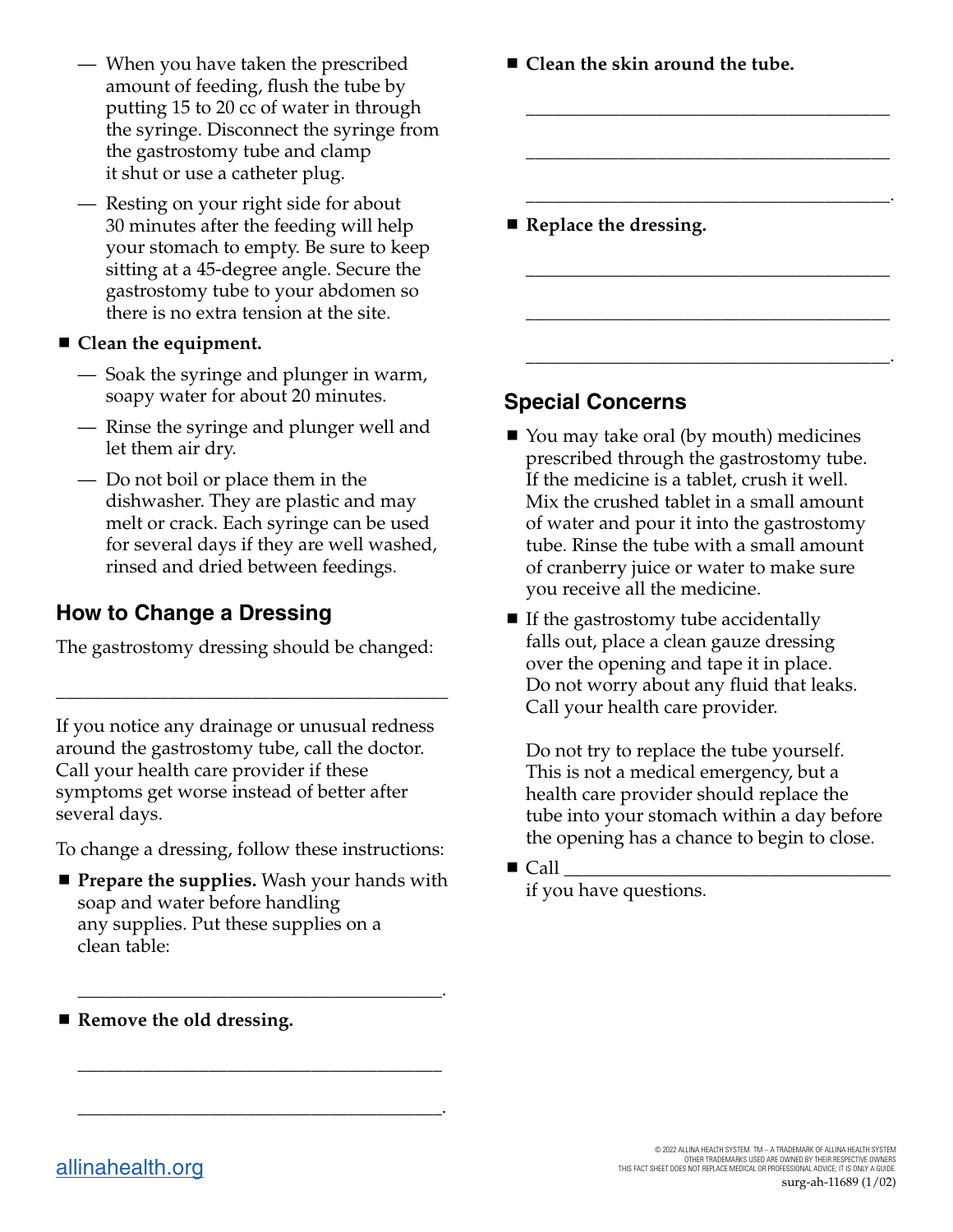- When you have taken the prescribed amount of feeding, flush the tube by putting 15 to 20 cc of water in through the syringe. Disconnect the syringe from the gastrostomy tube and clamp it shut or use a catheter plug.
- Resting on your right side for about 30 minutes after the feeding will help your stomach to empty. Be sure to keep sitting at a 45-degree angle. Secure the gastrostomy tube to your abdomen so there is no extra tension at the site.

- **Clean the equipment.**
  - Soak the syringe and plunger in warm, soapy water for about 20 minutes.
  - Rinse the syringe and plunger well and let them air dry.
  - Do not boil or place them in the dishwasher. They are plastic and may melt or crack. Each syringe can be used for several days if they are well washed, rinsed and dried between feedings.

## How to Change a Dressing

The gastrostomy dressing should be changed:

________________________________________

If you notice any drainage or unusual redness around the gastrostomy tube, call the doctor. Call your health care provider if these symptoms get worse instead of better after several days.

To change a dressing, follow these instructions:

- **Prepare the supplies.** Wash your hands with soap and water before handling any supplies. Put these supplies on a clean table:

  ________________________________________.

- **Remove the old dressing.**

  ________________________________________

  ________________________________________.

- **Clean the skin around the tube.**

  ________________________________________

  ________________________________________

  ________________________________________.

- **Replace the dressing.**

  ________________________________________

  ________________________________________

  ________________________________________.

## Special Concerns

- You may take oral (by mouth) medicines prescribed through the gastrostomy tube. If the medicine is a tablet, crush it well. Mix the crushed tablet in a small amount of water and pour it into the gastrostomy tube. Rinse the tube with a small amount of cranberry juice or water to make sure you receive all the medicine.
- If the gastrostomy tube accidentally falls out, place a clean gauze dressing over the opening and tape it in place. Do not worry about any fluid that leaks. Call your health care provider.

  Do not try to replace the tube yourself. This is not a medical emergency, but a health care provider should replace the tube into your stomach within a day before the opening has a chance to begin to close.

- Call ________________________________ if you have questions.

allinahealth.org

© 2022 ALLINA HEALTH SYSTEM. TM – A TRADEMARK OF ALLINA HEALTH SYSTEM
OTHER TRADEMARKS USED ARE OWNED BY THEIR RESPECTIVE OWNERS
THIS FACT SHEET DOES NOT REPLACE MEDICAL OR PROFESSIONAL ADVICE; IT IS ONLY A GUIDE.
surg-ah-11689 (1/02)